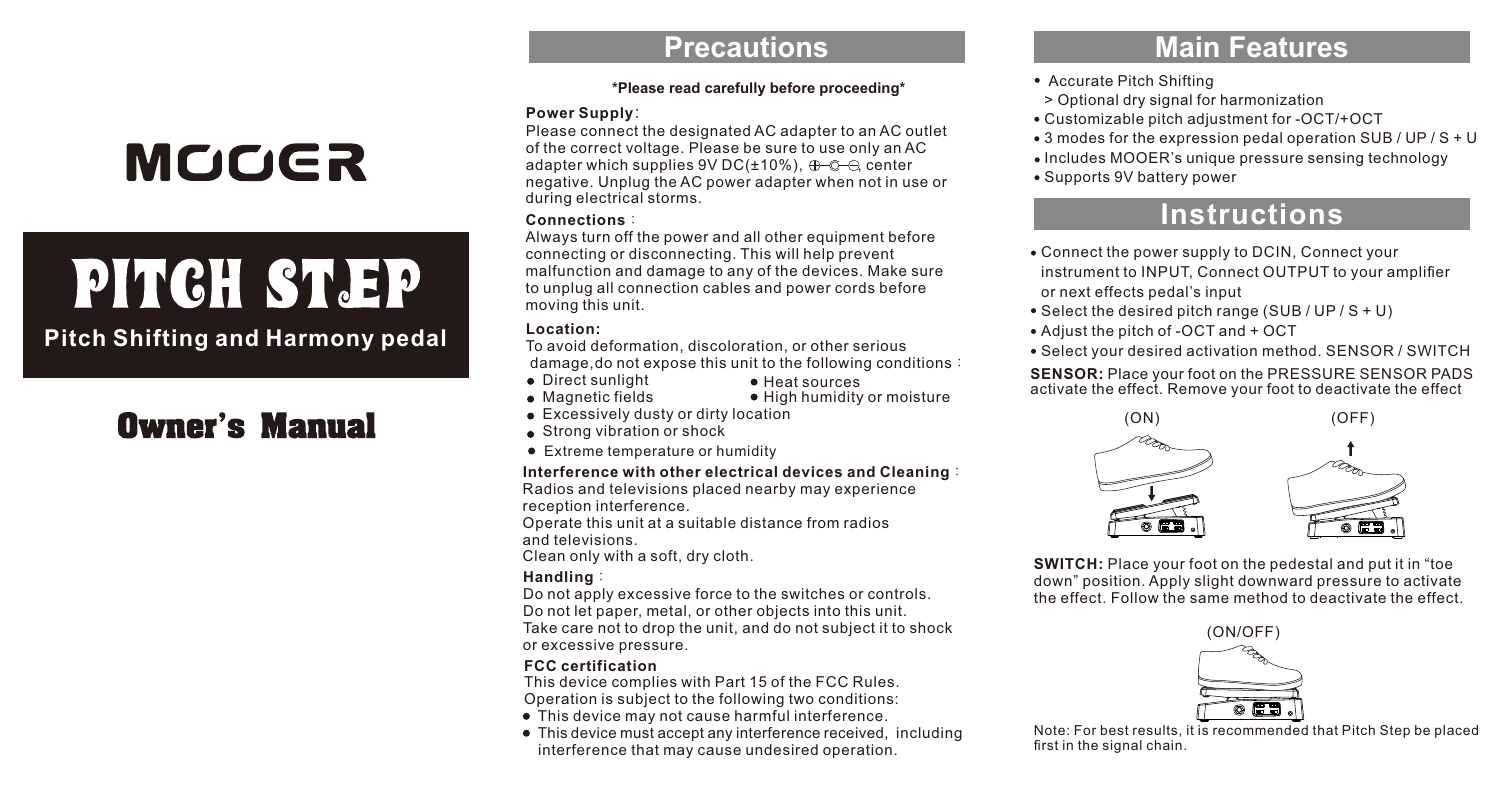# MOOER

# PITCH STEP

**Pitch Shifting and Harmony pedal**

## Owner's Manual

## Precautions

**\*Please read carefully before proceeding\***

**Power Supply**:

Please connect the designated AC adapter to an AC outlet of the correct voltage. Please be sure to use only an AC adapter which supplies 9V DC(±10%), ⊕-⊂-⊖, center negative. Unplug the AC power adapter when not in use or during electrical storms.

**Connections**:

Always turn off the power and all other equipment before connecting or disconnecting. This will help prevent malfunction and damage to any of the devices. Make sure to unplug all connection cables and power cords before moving this unit.

**Location:**

To avoid deformation, discoloration, or other serious damage,do not expose this unit to the following conditions:

- Direct sunlight
- Heat sources
- Magnetic fields
- High humidity or moisture
- Excessively dusty or dirty location
- Strong vibration or shock
- Extreme temperature or humidity

**Interference with other electrical devices and Cleaning**:

Radios and televisions placed nearby may experience reception interference.

Operate this unit at a suitable distance from radios and televisions.

Clean only with a soft, dry cloth.

**Handling**:

Do not apply excessive force to the switches or controls.

Do not let paper, metal, or other objects into this unit.

Take care not to drop the unit, and do not subject it to shock or excessive pressure.

**FCC certification**

This device complies with Part 15 of the FCC Rules.

Operation is subject to the following two conditions:

- This device may not cause harmful interference.
- This device must accept any interference received, including interference that may cause undesired operation.

## Main Features

- Accurate Pitch Shifting
  > Optional dry signal for harmonization
- Customizable pitch adjustment for -OCT/+OCT
- 3 modes for the expression pedal operation SUB / UP / S + U
- Includes MOOER's unique pressure sensing technology
- Supports 9V battery power

## Instructions

- Connect the power supply to DCIN, Connect your instrument to INPUT, Connect OUTPUT to your amplifier or next effects pedal's input
- Select the desired pitch range (SUB / UP / S + U)
- Adjust the pitch of -OCT and + OCT
- Select your desired activation method. SENSOR / SWITCH

**SENSOR:** Place your foot on the PRESSURE SENSOR PADS activate the effect. Remove your foot to deactivate the effect

(ON) (OFF)

**SWITCH:** Place your foot on the pedestal and put it in "toe down" position. Apply slight downward pressure to activate the effect. Follow the same method to deactivate the effect.

(ON/OFF)

Note: For best results, it is recommended that Pitch Step be placed first in the signal chain.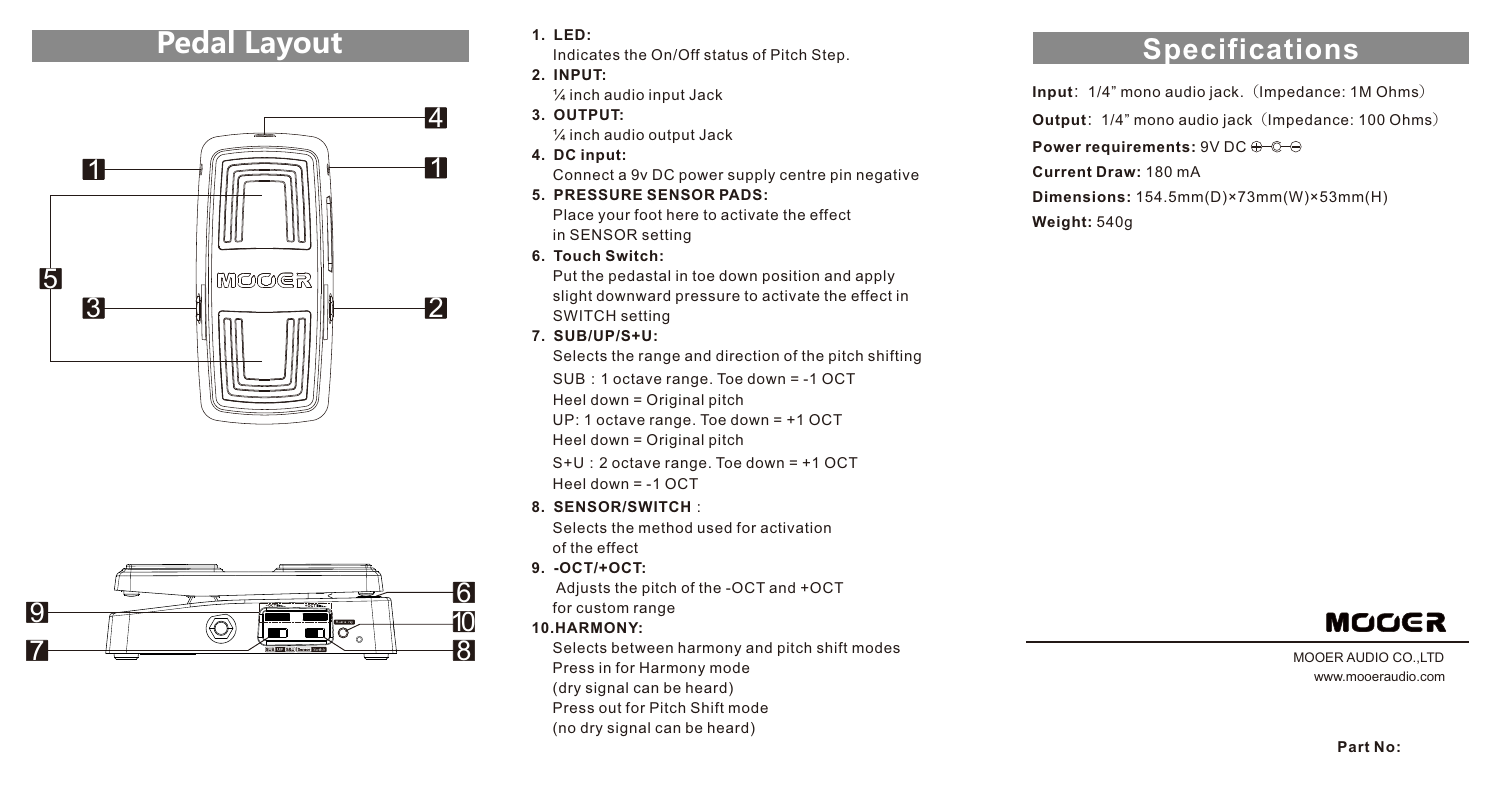## Pedal Layout

1
4
1
5
3
2

9
6
10
7
8

1. **LED:**
   Indicates the On/Off status of Pitch Step.
2. **INPUT:**
   ¼ inch audio input Jack
3. **OUTPUT:**
   ¼ inch audio output Jack
4. **DC input:**
   Connect a 9v DC power supply centre pin negative
5. **PRESSURE SENSOR PADS:**
   Place your foot here to activate the effect in SENSOR setting
6. **Touch Switch:**
   Put the pedastal in toe down position and apply slight downward pressure to activate the effect in SWITCH setting
7. **SUB/UP/S+U:**
   Selects the range and direction of the pitch shifting
   SUB：1 octave range. Toe down = -1 OCT
   Heel down = Original pitch
   UP: 1 octave range. Toe down = +1 OCT
   Heel down = Original pitch
   S+U：2 octave range. Toe down = +1 OCT
   Heel down = -1 OCT
8. **SENSOR/SWITCH**：
   Selects the method used for activation of the effect
9. **-OCT/+OCT:**
   Adjusts the pitch of the -OCT and +OCT for custom range
10. **HARMONY:**
    Selects between harmony and pitch shift modes
    Press in for Harmony mode
    (dry signal can be heard)
    Press out for Pitch Shift mode
    (no dry signal can be heard)

## Specifications

**Input**: 1/4" mono audio jack.（Impedance: 1M Ohms）

**Output**: 1/4" mono audio jack（Impedance: 100 Ohms）

**Power requirements:** 9V DC ⊕-©-⊖

**Current Draw:** 180 mA

**Dimensions:** 154.5mm(D)×73mm(W)×53mm(H)

**Weight:** 540g

MOOER

MOOER AUDIO CO.,LTD
www.mooeraudio.com

**Part No:**